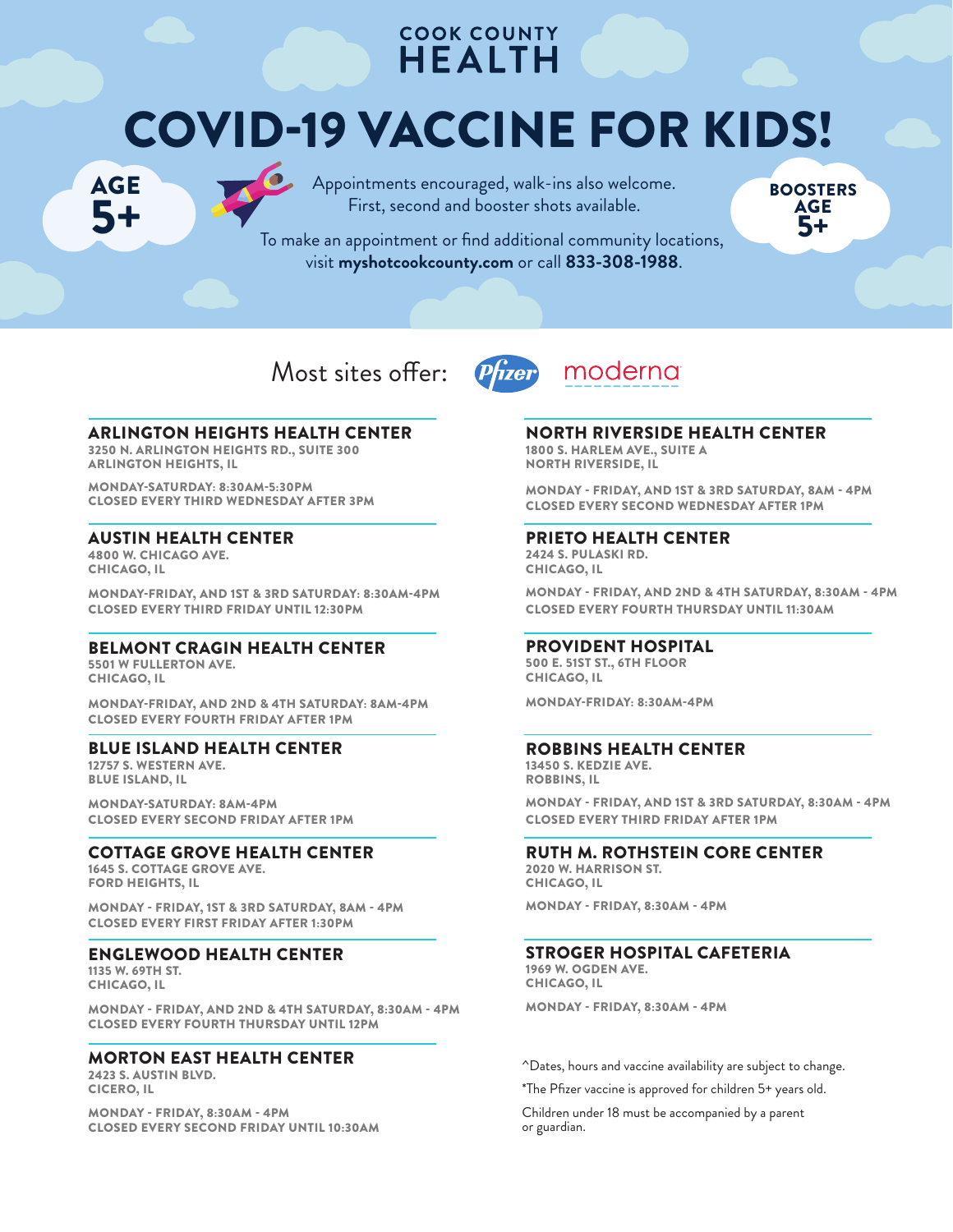COOK COUNTY
**HEALTH**

# COVID-19 VACCINE FOR KIDS!

**AGE 5+**

Appointments encouraged, walk-ins also welcome.
First, second and booster shots available.

**BOOSTERS AGE 5+**

To make an appointment or find additional community locations, visit **myshotcookcounty.com** or call **833-308-1988**.

Most sites offer: Pfizer moderna

### ARLINGTON HEIGHTS HEALTH CENTER
3250 N. ARLINGTON HEIGHTS RD., SUITE 300
ARLINGTON HEIGHTS, IL

MONDAY-SATURDAY: 8:30AM-5:30PM
CLOSED EVERY THIRD WEDNESDAY AFTER 3PM

### AUSTIN HEALTH CENTER
4800 W. CHICAGO AVE.
CHICAGO, IL

MONDAY-FRIDAY, AND 1ST & 3RD SATURDAY: 8:30AM-4PM
CLOSED EVERY THIRD FRIDAY UNTIL 12:30PM

### BELMONT CRAGIN HEALTH CENTER
5501 W FULLERTON AVE.
CHICAGO, IL

MONDAY-FRIDAY, AND 2ND & 4TH SATURDAY: 8AM-4PM
CLOSED EVERY FOURTH FRIDAY AFTER 1PM

### BLUE ISLAND HEALTH CENTER
12757 S. WESTERN AVE.
BLUE ISLAND, IL

MONDAY-SATURDAY: 8AM-4PM
CLOSED EVERY SECOND FRIDAY AFTER 1PM

### COTTAGE GROVE HEALTH CENTER
1645 S. COTTAGE GROVE AVE.
FORD HEIGHTS, IL

MONDAY - FRIDAY, 1ST & 3RD SATURDAY, 8AM - 4PM
CLOSED EVERY FIRST FRIDAY AFTER 1:30PM

### ENGLEWOOD HEALTH CENTER
1135 W. 69TH ST.
CHICAGO, IL

MONDAY - FRIDAY, AND 2ND & 4TH SATURDAY, 8:30AM - 4PM
CLOSED EVERY FOURTH THURSDAY UNTIL 12PM

### MORTON EAST HEALTH CENTER
2423 S. AUSTIN BLVD.
CICERO, IL

MONDAY - FRIDAY, 8:30AM - 4PM
CLOSED EVERY SECOND FRIDAY UNTIL 10:30AM

### NORTH RIVERSIDE HEALTH CENTER
1800 S. HARLEM AVE., SUITE A
NORTH RIVERSIDE, IL

MONDAY - FRIDAY, AND 1ST & 3RD SATURDAY, 8AM - 4PM
CLOSED EVERY SECOND WEDNESDAY AFTER 1PM

### PRIETO HEALTH CENTER
2424 S. PULASKI RD.
CHICAGO, IL

MONDAY - FRIDAY, AND 2ND & 4TH SATURDAY, 8:30AM - 4PM
CLOSED EVERY FOURTH THURSDAY UNTIL 11:30AM

### PROVIDENT HOSPITAL
500 E. 51ST ST., 6TH FLOOR
CHICAGO, IL

MONDAY-FRIDAY: 8:30AM-4PM

### ROBBINS HEALTH CENTER
13450 S. KEDZIE AVE.
ROBBINS, IL

MONDAY - FRIDAY, AND 1ST & 3RD SATURDAY, 8:30AM - 4PM
CLOSED EVERY THIRD FRIDAY AFTER 1PM

### RUTH M. ROTHSTEIN CORE CENTER
2020 W. HARRISON ST.
CHICAGO, IL

MONDAY - FRIDAY, 8:30AM - 4PM

### STROGER HOSPITAL CAFETERIA
1969 W. OGDEN AVE.
CHICAGO, IL

MONDAY - FRIDAY, 8:30AM - 4PM

^Dates, hours and vaccine availability are subject to change.

*The Pfizer vaccine is approved for children 5+ years old.

Children under 18 must be accompanied by a parent or guardian.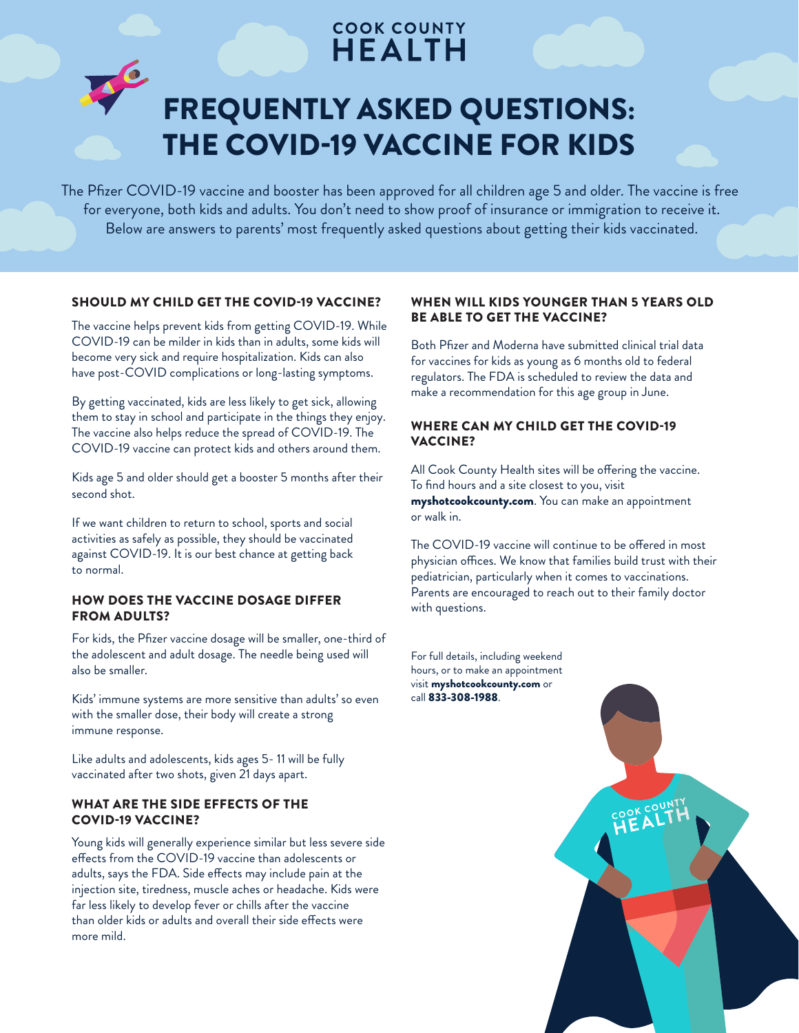COOK COUNTY
HEALTH

# FREQUENTLY ASKED QUESTIONS: THE COVID-19 VACCINE FOR KIDS

The Pfizer COVID-19 vaccine and booster has been approved for all children age 5 and older. The vaccine is free for everyone, both kids and adults. You don't need to show proof of insurance or immigration to receive it. Below are answers to parents' most frequently asked questions about getting their kids vaccinated.

## SHOULD MY CHILD GET THE COVID-19 VACCINE?

The vaccine helps prevent kids from getting COVID-19. While COVID-19 can be milder in kids than in adults, some kids will become very sick and require hospitalization. Kids can also have post-COVID complications or long-lasting symptoms.

By getting vaccinated, kids are less likely to get sick, allowing them to stay in school and participate in the things they enjoy. The vaccine also helps reduce the spread of COVID-19. The COVID-19 vaccine can protect kids and others around them.

Kids age 5 and older should get a booster 5 months after their second shot.

If we want children to return to school, sports and social activities as safely as possible, they should be vaccinated against COVID-19. It is our best chance at getting back to normal.

## HOW DOES THE VACCINE DOSAGE DIFFER FROM ADULTS?

For kids, the Pfizer vaccine dosage will be smaller, one-third of the adolescent and adult dosage. The needle being used will also be smaller.

Kids' immune systems are more sensitive than adults' so even with the smaller dose, their body will create a strong immune response.

Like adults and adolescents, kids ages 5- 11 will be fully vaccinated after two shots, given 21 days apart.

## WHAT ARE THE SIDE EFFECTS OF THE COVID-19 VACCINE?

Young kids will generally experience similar but less severe side effects from the COVID-19 vaccine than adolescents or adults, says the FDA. Side effects may include pain at the injection site, tiredness, muscle aches or headache. Kids were far less likely to develop fever or chills after the vaccine than older kids or adults and overall their side effects were more mild.

## WHEN WILL KIDS YOUNGER THAN 5 YEARS OLD BE ABLE TO GET THE VACCINE?

Both Pfizer and Moderna have submitted clinical trial data for vaccines for kids as young as 6 months old to federal regulators. The FDA is scheduled to review the data and make a recommendation for this age group in June.

## WHERE CAN MY CHILD GET THE COVID-19 VACCINE?

All Cook County Health sites will be offering the vaccine. To find hours and a site closest to you, visit **myshotcookcounty.com**. You can make an appointment or walk in.

The COVID-19 vaccine will continue to be offered in most physician offices. We know that families build trust with their pediatrician, particularly when it comes to vaccinations. Parents are encouraged to reach out to their family doctor with questions.

For full details, including weekend hours, or to make an appointment visit **myshotcookcounty.com** or call **833-308-1988**.